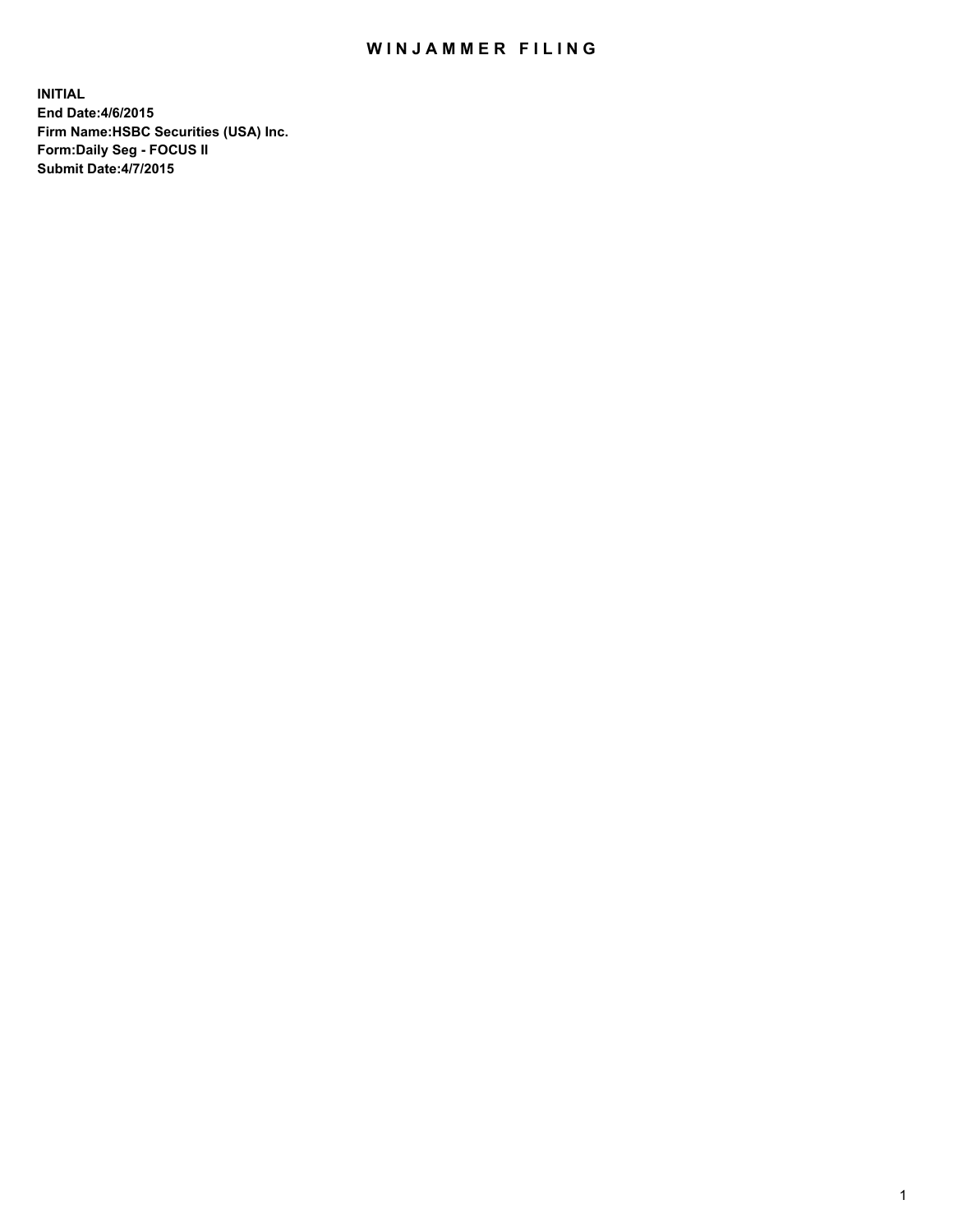# WINJAMMER FILING

**INITIAL**
**End Date:4/6/2015**
**Firm Name:HSBC Securities (USA) Inc.**
**Form:Daily Seg - FOCUS II**
**Submit Date:4/7/2015**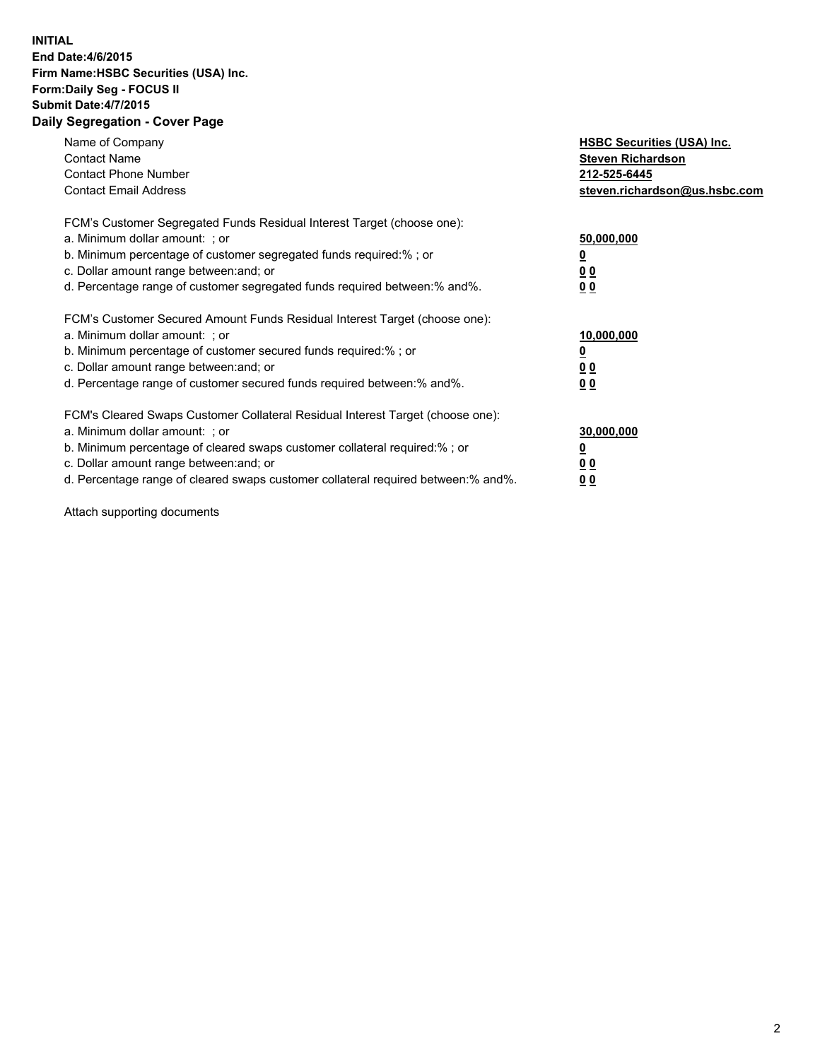**INITIAL**
**End Date:4/6/2015**
**Firm Name:HSBC Securities (USA) Inc.**
**Form:Daily Seg - FOCUS II**
**Submit Date:4/7/2015**

## Daily Segregation - Cover Page

| | |
|---|---|
| Name of Company | **HSBC Securities (USA) Inc.** |
| Contact Name | **Steven Richardson** |
| Contact Phone Number | **212-525-6445** |
| Contact Email Address | **steven.richardson@us.hsbc.com** |
| | |
| FCM's Customer Segregated Funds Residual Interest Target (choose one): | |
| a. Minimum dollar amount: ; or | **50,000,000** |
| b. Minimum percentage of customer segregated funds required:% ; or | **0** |
| c. Dollar amount range between:and; or | **0 0** |
| d. Percentage range of customer segregated funds required between:% and%. | **0 0** |
| | |
| FCM's Customer Secured Amount Funds Residual Interest Target (choose one): | |
| a. Minimum dollar amount: ; or | **10,000,000** |
| b. Minimum percentage of customer secured funds required:% ; or | **0** |
| c. Dollar amount range between:and; or | **0 0** |
| d. Percentage range of customer secured funds required between:% and%. | **0 0** |
| | |
| FCM's Cleared Swaps Customer Collateral Residual Interest Target (choose one): | |
| a. Minimum dollar amount: ; or | **30,000,000** |
| b. Minimum percentage of cleared swaps customer collateral required:% ; or | **0** |
| c. Dollar amount range between:and; or | **0 0** |
| d. Percentage range of cleared swaps customer collateral required between:% and%. | **0 0** |

Attach supporting documents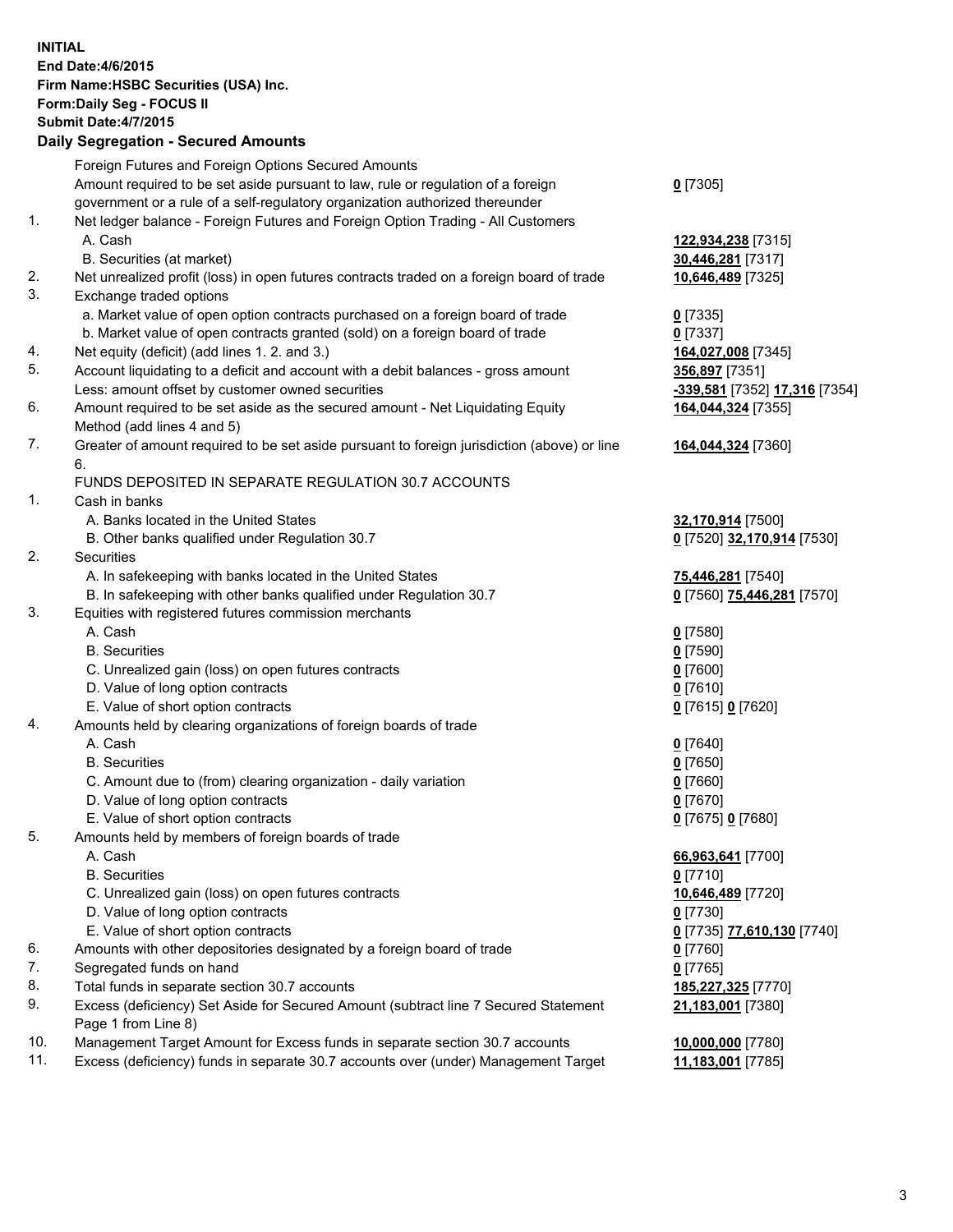**INITIAL**
**End Date:4/6/2015**
**Firm Name:HSBC Securities (USA) Inc.**
**Form:Daily Seg - FOCUS II**
**Submit Date:4/7/2015**

## Daily Segregation - Secured Amounts

| | | |
|---|---|---|
| | Foreign Futures and Foreign Options Secured Amounts | |
| | Amount required to be set aside pursuant to law, rule or regulation of a foreign government or a rule of a self-regulatory organization authorized thereunder | **0** [7305] |
| 1. | Net ledger balance - Foreign Futures and Foreign Option Trading - All Customers | |
| | A. Cash | **122,934,238** [7315] |
| | B. Securities (at market) | **30,446,281** [7317] |
| 2. | Net unrealized profit (loss) in open futures contracts traded on a foreign board of trade | **10,646,489** [7325] |
| 3. | Exchange traded options | |
| | a. Market value of open option contracts purchased on a foreign board of trade | **0** [7335] |
| | b. Market value of open contracts granted (sold) on a foreign board of trade | **0** [7337] |
| 4. | Net equity (deficit) (add lines 1. 2. and 3.) | **164,027,008** [7345] |
| 5. | Account liquidating to a deficit and account with a debit balances - gross amount | **356,897** [7351] |
| | Less: amount offset by customer owned securities | **-339,581** [7352] **17,316** [7354] |
| 6. | Amount required to be set aside as the secured amount - Net Liquidating Equity Method (add lines 4 and 5) | **164,044,324** [7355] |
| 7. | Greater of amount required to be set aside pursuant to foreign jurisdiction (above) or line 6. | **164,044,324** [7360] |
| | FUNDS DEPOSITED IN SEPARATE REGULATION 30.7 ACCOUNTS | |
| 1. | Cash in banks | |
| | A. Banks located in the United States | **32,170,914** [7500] |
| | B. Other banks qualified under Regulation 30.7 | **0** [7520] **32,170,914** [7530] |
| 2. | Securities | |
| | A. In safekeeping with banks located in the United States | **75,446,281** [7540] |
| | B. In safekeeping with other banks qualified under Regulation 30.7 | **0** [7560] **75,446,281** [7570] |
| 3. | Equities with registered futures commission merchants | |
| | A. Cash | **0** [7580] |
| | B. Securities | **0** [7590] |
| | C. Unrealized gain (loss) on open futures contracts | **0** [7600] |
| | D. Value of long option contracts | **0** [7610] |
| | E. Value of short option contracts | **0** [7615] **0** [7620] |
| 4. | Amounts held by clearing organizations of foreign boards of trade | |
| | A. Cash | **0** [7640] |
| | B. Securities | **0** [7650] |
| | C. Amount due to (from) clearing organization - daily variation | **0** [7660] |
| | D. Value of long option contracts | **0** [7670] |
| | E. Value of short option contracts | **0** [7675] **0** [7680] |
| 5. | Amounts held by members of foreign boards of trade | |
| | A. Cash | **66,963,641** [7700] |
| | B. Securities | **0** [7710] |
| | C. Unrealized gain (loss) on open futures contracts | **10,646,489** [7720] |
| | D. Value of long option contracts | **0** [7730] |
| | E. Value of short option contracts | **0** [7735] **77,610,130** [7740] |
| 6. | Amounts with other depositories designated by a foreign board of trade | **0** [7760] |
| 7. | Segregated funds on hand | **0** [7765] |
| 8. | Total funds in separate section 30.7 accounts | **185,227,325** [7770] |
| 9. | Excess (deficiency) Set Aside for Secured Amount (subtract line 7 Secured Statement Page 1 from Line 8) | **21,183,001** [7380] |
| 10. | Management Target Amount for Excess funds in separate section 30.7 accounts | **10,000,000** [7780] |
| 11. | Excess (deficiency) funds in separate 30.7 accounts over (under) Management Target | **11,183,001** [7785] |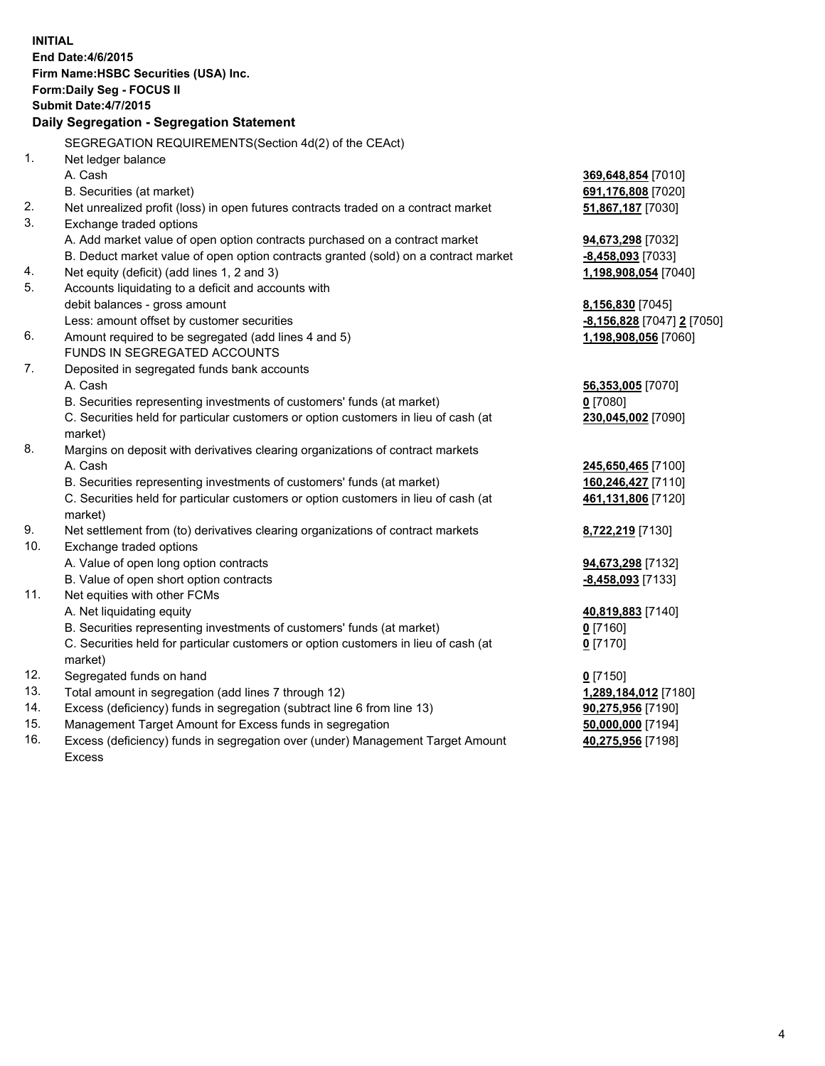**INITIAL**
**End Date:4/6/2015**
**Firm Name:HSBC Securities (USA) Inc.**
**Form:Daily Seg - FOCUS II**
**Submit Date:4/7/2015**

## Daily Segregation - Segregation Statement

| | SEGREGATION REQUIREMENTS(Section 4d(2) of the CEAct) | |
|---|---|---|
| 1. | Net ledger balance | |
| | A. Cash | **369,648,854** [7010] |
| | B. Securities (at market) | **691,176,808** [7020] |
| 2. | Net unrealized profit (loss) in open futures contracts traded on a contract market | **51,867,187** [7030] |
| 3. | Exchange traded options | |
| | A. Add market value of open option contracts purchased on a contract market | **94,673,298** [7032] |
| | B. Deduct market value of open option contracts granted (sold) on a contract market | **-8,458,093** [7033] |
| 4. | Net equity (deficit) (add lines 1, 2 and 3) | **1,198,908,054** [7040] |
| 5. | Accounts liquidating to a deficit and accounts with debit balances - gross amount | **8,156,830** [7045] |
| | Less: amount offset by customer securities | **-8,156,828** [7047] **2** [7050] |
| 6. | Amount required to be segregated (add lines 4 and 5) | **1,198,908,056** [7060] |
| | FUNDS IN SEGREGATED ACCOUNTS | |
| 7. | Deposited in segregated funds bank accounts | |
| | A. Cash | **56,353,005** [7070] |
| | B. Securities representing investments of customers' funds (at market) | **0** [7080] |
| | C. Securities held for particular customers or option customers in lieu of cash (at market) | **230,045,002** [7090] |
| 8. | Margins on deposit with derivatives clearing organizations of contract markets | |
| | A. Cash | **245,650,465** [7100] |
| | B. Securities representing investments of customers' funds (at market) | **160,246,427** [7110] |
| | C. Securities held for particular customers or option customers in lieu of cash (at market) | **461,131,806** [7120] |
| 9. | Net settlement from (to) derivatives clearing organizations of contract markets | **8,722,219** [7130] |
| 10. | Exchange traded options | |
| | A. Value of open long option contracts | **94,673,298** [7132] |
| | B. Value of open short option contracts | **-8,458,093** [7133] |
| 11. | Net equities with other FCMs | |
| | A. Net liquidating equity | **40,819,883** [7140] |
| | B. Securities representing investments of customers' funds (at market) | **0** [7160] |
| | C. Securities held for particular customers or option customers in lieu of cash (at market) | **0** [7170] |
| 12. | Segregated funds on hand | **0** [7150] |
| 13. | Total amount in segregation (add lines 7 through 12) | **1,289,184,012** [7180] |
| 14. | Excess (deficiency) funds in segregation (subtract line 6 from line 13) | **90,275,956** [7190] |
| 15. | Management Target Amount for Excess funds in segregation | **50,000,000** [7194] |
| 16. | Excess (deficiency) funds in segregation over (under) Management Target Amount Excess | **40,275,956** [7198] |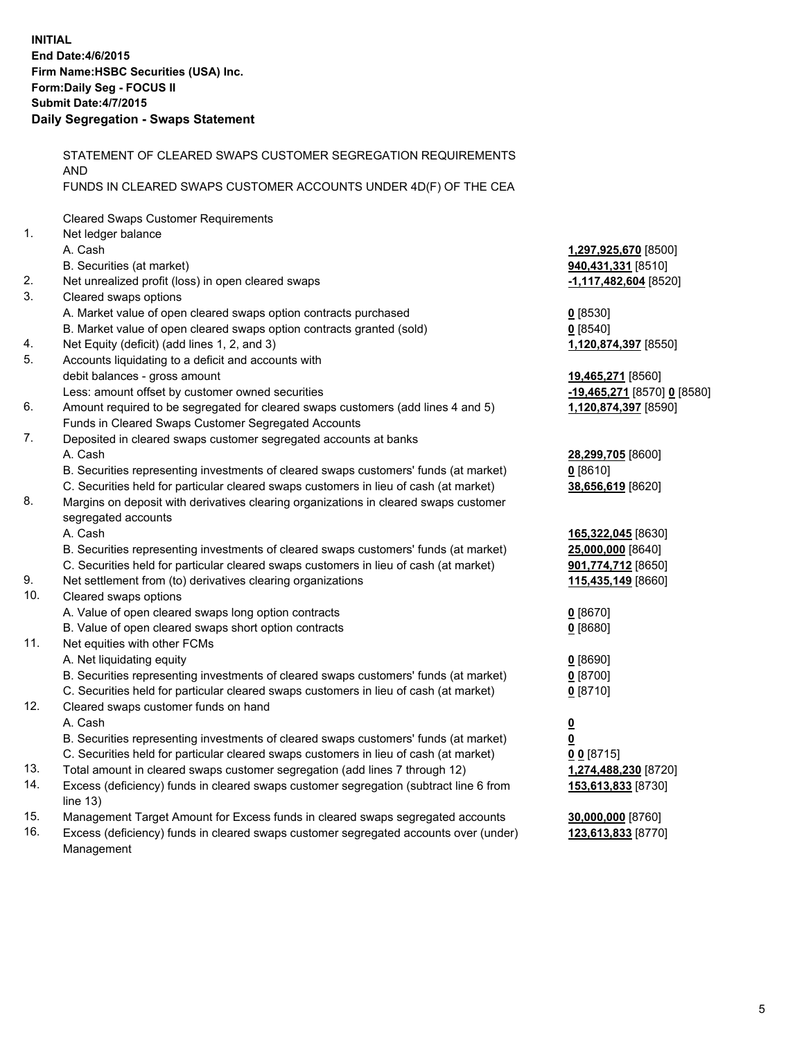**INITIAL**
**End Date:4/6/2015**
**Firm Name:HSBC Securities (USA) Inc.**
**Form:Daily Seg - FOCUS II**
**Submit Date:4/7/2015**
**Daily Segregation - Swaps Statement**

STATEMENT OF CLEARED SWAPS CUSTOMER SEGREGATION REQUIREMENTS AND FUNDS IN CLEARED SWAPS CUSTOMER ACCOUNTS UNDER 4D(F) OF THE CEA

| | | |
|---|---|---|
| | Cleared Swaps Customer Requirements | |
| 1. | Net ledger balance | |
| | A. Cash | **1,297,925,670** [8500] |
| | B. Securities (at market) | **940,431,331** [8510] |
| 2. | Net unrealized profit (loss) in open cleared swaps | **-1,117,482,604** [8520] |
| 3. | Cleared swaps options | |
| | A. Market value of open cleared swaps option contracts purchased | **0** [8530] |
| | B. Market value of open cleared swaps option contracts granted (sold) | **0** [8540] |
| 4. | Net Equity (deficit) (add lines 1, 2, and 3) | **1,120,874,397** [8550] |
| 5. | Accounts liquidating to a deficit and accounts with debit balances - gross amount | **19,465,271** [8560] |
| | Less: amount offset by customer owned securities | **-19,465,271** [8570] **0** [8580] |
| 6. | Amount required to be segregated for cleared swaps customers (add lines 4 and 5) | **1,120,874,397** [8590] |
| | Funds in Cleared Swaps Customer Segregated Accounts | |
| 7. | Deposited in cleared swaps customer segregated accounts at banks | |
| | A. Cash | **28,299,705** [8600] |
| | B. Securities representing investments of cleared swaps customers' funds (at market) | **0** [8610] |
| | C. Securities held for particular cleared swaps customers in lieu of cash (at market) | **38,656,619** [8620] |
| 8. | Margins on deposit with derivatives clearing organizations in cleared swaps customer segregated accounts | |
| | A. Cash | **165,322,045** [8630] |
| | B. Securities representing investments of cleared swaps customers' funds (at market) | **25,000,000** [8640] |
| | C. Securities held for particular cleared swaps customers in lieu of cash (at market) | **901,774,712** [8650] |
| 9. | Net settlement from (to) derivatives clearing organizations | **115,435,149** [8660] |
| 10. | Cleared swaps options | |
| | A. Value of open cleared swaps long option contracts | **0** [8670] |
| | B. Value of open cleared swaps short option contracts | **0** [8680] |
| 11. | Net equities with other FCMs | |
| | A. Net liquidating equity | **0** [8690] |
| | B. Securities representing investments of cleared swaps customers' funds (at market) | **0** [8700] |
| | C. Securities held for particular cleared swaps customers in lieu of cash (at market) | **0** [8710] |
| 12. | Cleared swaps customer funds on hand | |
| | A. Cash | **0** |
| | B. Securities representing investments of cleared swaps customers' funds (at market) | **0** |
| | C. Securities held for particular cleared swaps customers in lieu of cash (at market) | **0** **0** [8715] |
| 13. | Total amount in cleared swaps customer segregation (add lines 7 through 12) | **1,274,488,230** [8720] |
| 14. | Excess (deficiency) funds in cleared swaps customer segregation (subtract line 6 from line 13) | **153,613,833** [8730] |
| 15. | Management Target Amount for Excess funds in cleared swaps segregated accounts | **30,000,000** [8760] |
| 16. | Excess (deficiency) funds in cleared swaps customer segregated accounts over (under) Management | **123,613,833** [8770] |